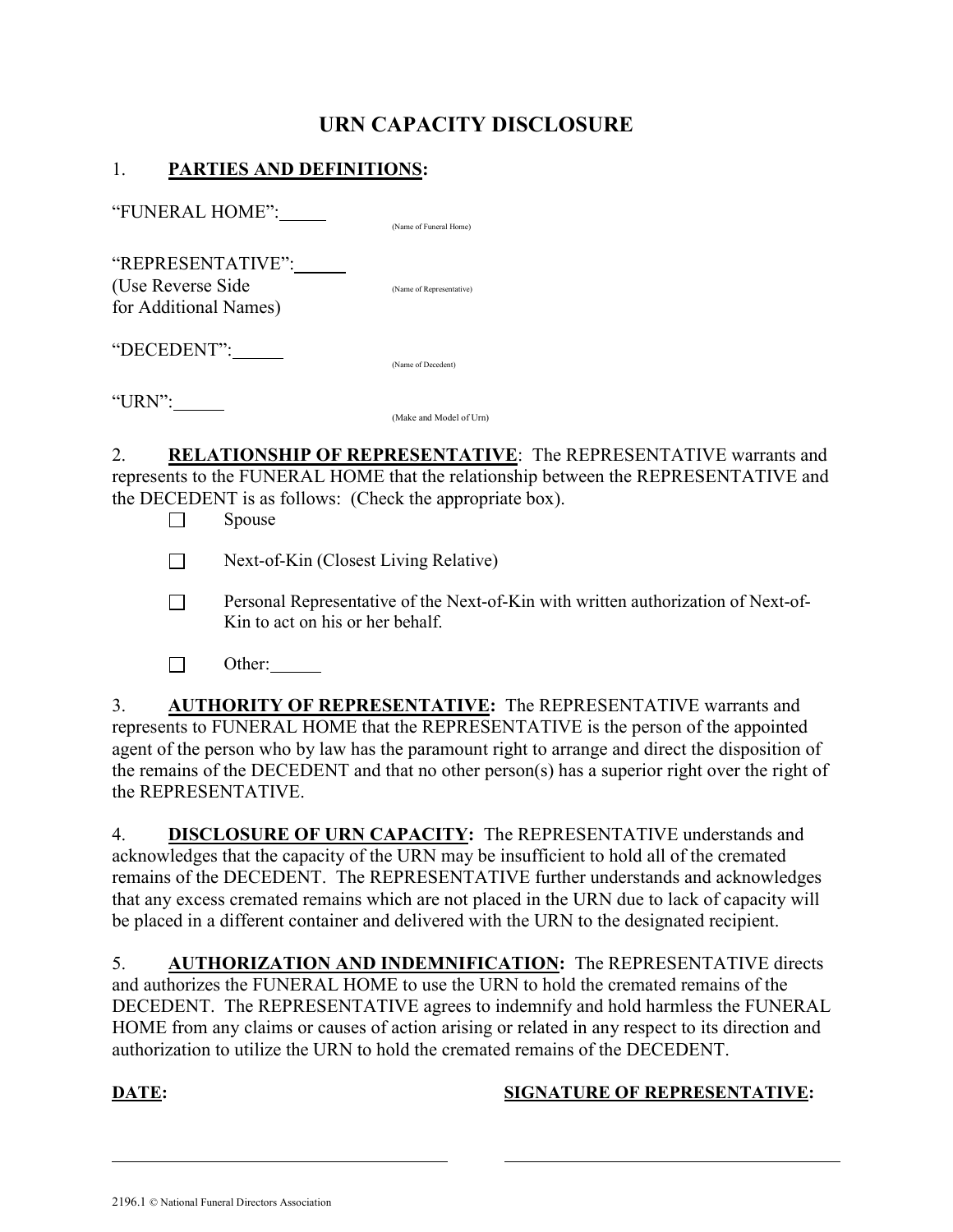# URN CAPACITY DISCLOSURE

1. **PARTIES AND DEFINITIONS:**

"FUNERAL HOME":\_\_\_\_\_ (Name of Funeral Home)

"REPRESENTATIVE":\_\_\_\_\_ (Name of Representative)
(Use Reverse Side for Additional Names)

"DECEDENT":\_\_\_\_\_ (Name of Decedent)

"URN":\_\_\_\_\_ (Make and Model of Urn)

2. **RELATIONSHIP OF REPRESENTATIVE**: The REPRESENTATIVE warrants and represents to the FUNERAL HOME that the relationship between the REPRESENTATIVE and the DECEDENT is as follows: (Check the appropriate box).

☐ Spouse

☐ Next-of-Kin (Closest Living Relative)

☐ Personal Representative of the Next-of-Kin with written authorization of Next-of-Kin to act on his or her behalf.

☐ Other:\_\_\_\_\_

3. **AUTHORITY OF REPRESENTATIVE:** The REPRESENTATIVE warrants and represents to FUNERAL HOME that the REPRESENTATIVE is the person of the appointed agent of the person who by law has the paramount right to arrange and direct the disposition of the remains of the DECEDENT and that no other person(s) has a superior right over the right of the REPRESENTATIVE.

4. **DISCLOSURE OF URN CAPACITY:** The REPRESENTATIVE understands and acknowledges that the capacity of the URN may be insufficient to hold all of the cremated remains of the DECEDENT. The REPRESENTATIVE further understands and acknowledges that any excess cremated remains which are not placed in the URN due to lack of capacity will be placed in a different container and delivered with the URN to the designated recipient.

5. **AUTHORIZATION AND INDEMNIFICATION:** The REPRESENTATIVE directs and authorizes the FUNERAL HOME to use the URN to hold the cremated remains of the DECEDENT. The REPRESENTATIVE agrees to indemnify and hold harmless the FUNERAL HOME from any claims or causes of action arising or related in any respect to its direction and authorization to utilize the URN to hold the cremated remains of the DECEDENT.

**DATE:** \_\_\_\_\_\_\_\_\_\_\_\_\_\_\_\_\_\_\_\_

**SIGNATURE OF REPRESENTATIVE:** \_\_\_\_\_\_\_\_\_\_\_\_\_\_\_\_\_\_\_\_

2196.1 © National Funeral Directors Association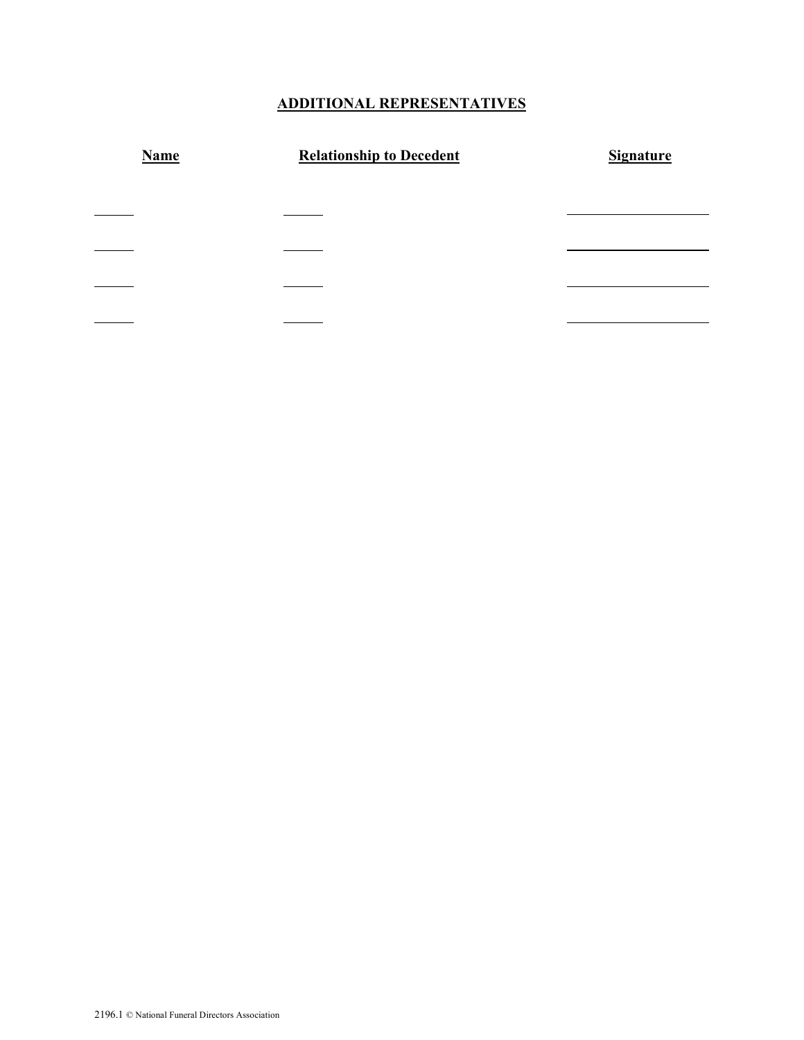## ADDITIONAL REPRESENTATIVES

| Name | Relationship to Decedent | Signature |
|---|---|---|
| ______ | ______ | ______________________ |
| ______ | ______ | ______________________ |
| ______ | ______ | ______________________ |
| ______ | ______ | ______________________ |

2196.1 © National Funeral Directors Association